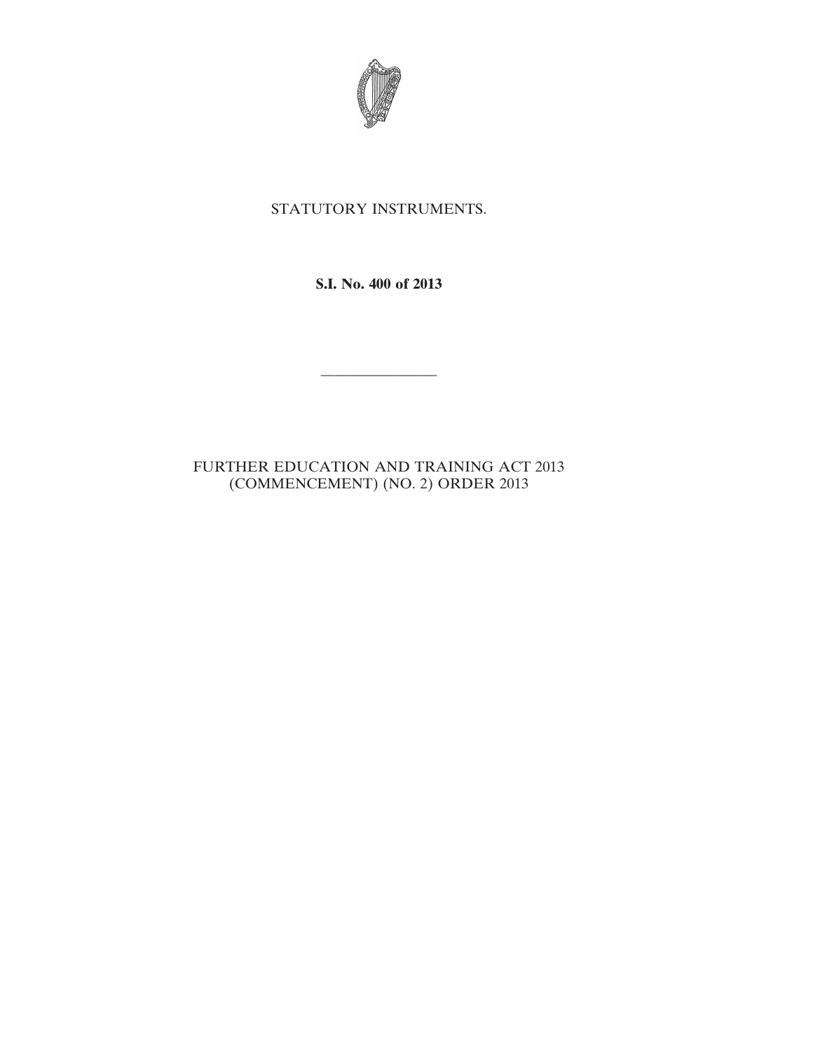STATUTORY INSTRUMENTS.

**S.I. No. 400 of 2013**

---

FURTHER EDUCATION AND TRAINING ACT 2013 (COMMENCEMENT) (NO. 2) ORDER 2013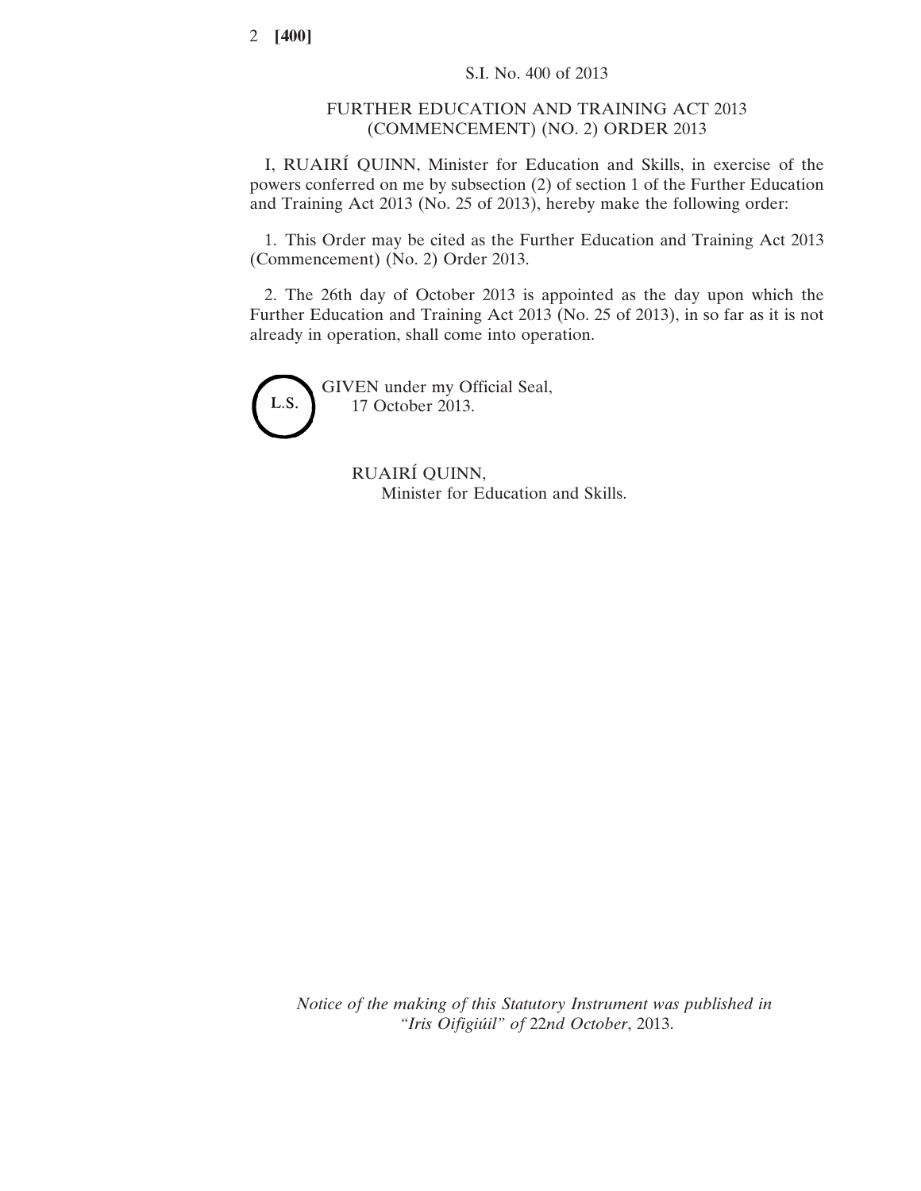S.I. No. 400 of 2013

# FURTHER EDUCATION AND TRAINING ACT 2013 (COMMENCEMENT) (NO. 2) ORDER 2013

I, RUAIRÍ QUINN, Minister for Education and Skills, in exercise of the powers conferred on me by subsection (2) of section 1 of the Further Education and Training Act 2013 (No. 25 of 2013), hereby make the following order:

1. This Order may be cited as the Further Education and Training Act 2013 (Commencement) (No. 2) Order 2013.

2. The 26th day of October 2013 is appointed as the day upon which the Further Education and Training Act 2013 (No. 25 of 2013), in so far as it is not already in operation, shall come into operation.

L.S.

GIVEN under my Official Seal,
17 October 2013.

RUAIRÍ QUINN,
Minister for Education and Skills.

*Notice of the making of this Statutory Instrument was published in "Iris Oifigiúil" of 22nd October, 2013.*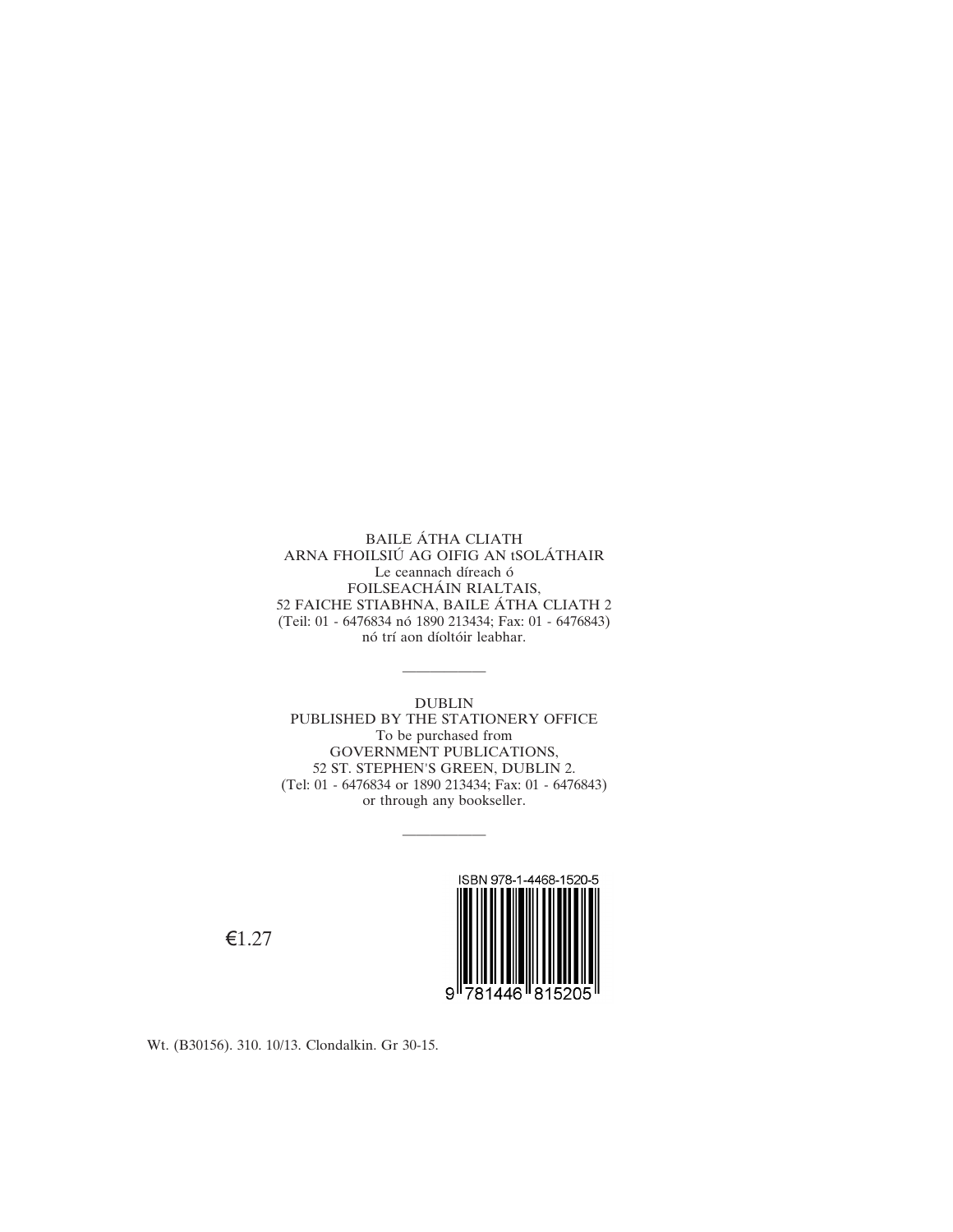BAILE ÁTHA CLIATH
ARNA FHOILSIÚ AG OIFIG AN tSOLÁTHAIR
Le ceannach díreach ó
FOILSEACHÁIN RIALTAIS,
52 FAICHE STIABHNA, BAILE ÁTHA CLIATH 2
(Teil: 01 - 6476834 nó 1890 213434; Fax: 01 - 6476843)
nó trí aon díoltóir leabhar.

---

DUBLIN
PUBLISHED BY THE STATIONERY OFFICE
To be purchased from
GOVERNMENT PUBLICATIONS,
52 ST. STEPHEN'S GREEN, DUBLIN 2.
(Tel: 01 - 6476834 or 1890 213434; Fax: 01 - 6476843)
or through any bookseller.

---

€1.27

ISBN 978-1-4468-1520-5

9 781446 815205

Wt. (B30156). 310. 10/13. Clondalkin. Gr 30-15.